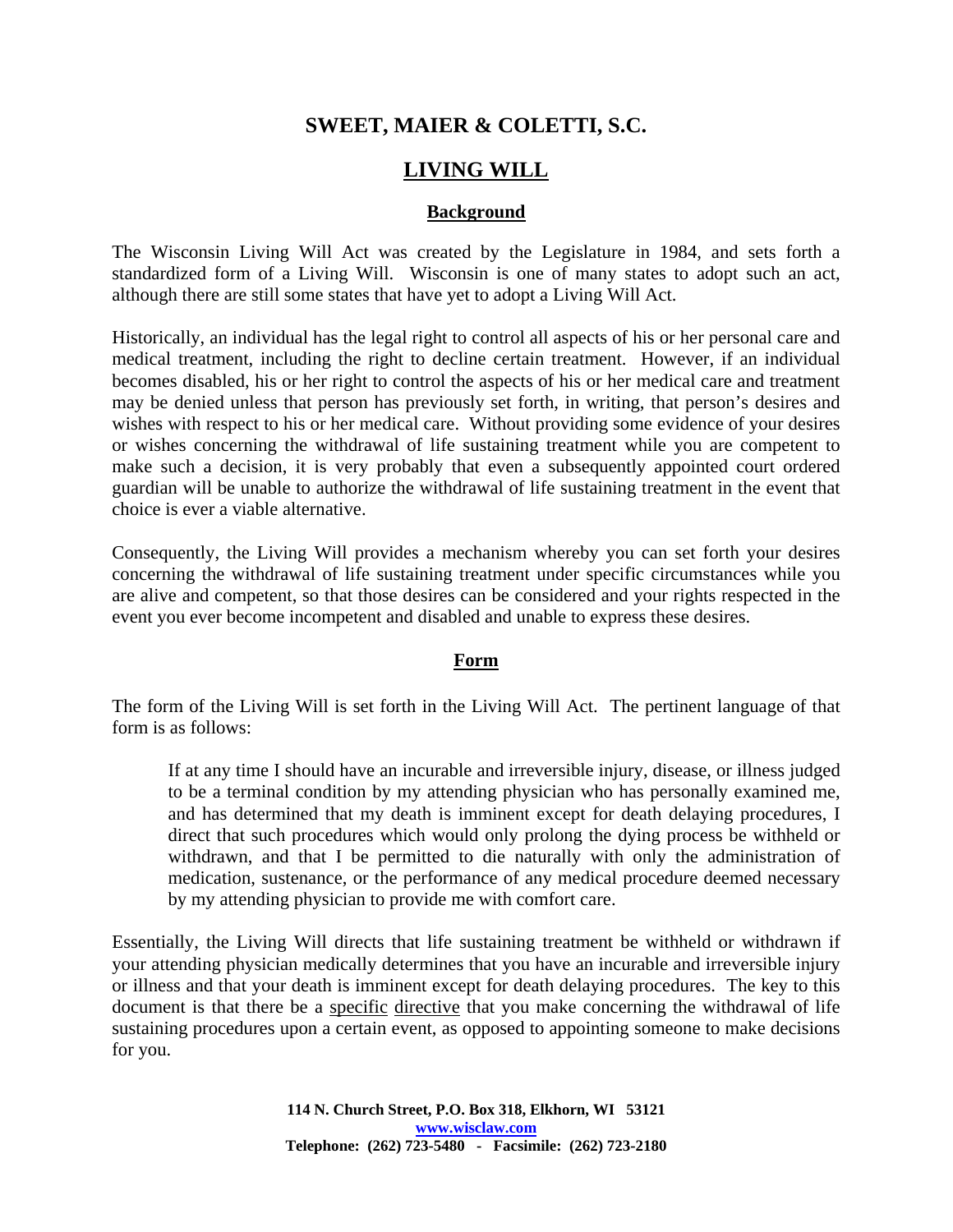# SWEET, MAIER & COLETTI, S.C.

## LIVING WILL

### Background

The Wisconsin Living Will Act was created by the Legislature in 1984, and sets forth a standardized form of a Living Will. Wisconsin is one of many states to adopt such an act, although there are still some states that have yet to adopt a Living Will Act.

Historically, an individual has the legal right to control all aspects of his or her personal care and medical treatment, including the right to decline certain treatment. However, if an individual becomes disabled, his or her right to control the aspects of his or her medical care and treatment may be denied unless that person has previously set forth, in writing, that person's desires and wishes with respect to his or her medical care. Without providing some evidence of your desires or wishes concerning the withdrawal of life sustaining treatment while you are competent to make such a decision, it is very probably that even a subsequently appointed court ordered guardian will be unable to authorize the withdrawal of life sustaining treatment in the event that choice is ever a viable alternative.

Consequently, the Living Will provides a mechanism whereby you can set forth your desires concerning the withdrawal of life sustaining treatment under specific circumstances while you are alive and competent, so that those desires can be considered and your rights respected in the event you ever become incompetent and disabled and unable to express these desires.

### Form

The form of the Living Will is set forth in the Living Will Act. The pertinent language of that form is as follows:

> If at any time I should have an incurable and irreversible injury, disease, or illness judged to be a terminal condition by my attending physician who has personally examined me, and has determined that my death is imminent except for death delaying procedures, I direct that such procedures which would only prolong the dying process be withheld or withdrawn, and that I be permitted to die naturally with only the administration of medication, sustenance, or the performance of any medical procedure deemed necessary by my attending physician to provide me with comfort care.

Essentially, the Living Will directs that life sustaining treatment be withheld or withdrawn if your attending physician medically determines that you have an incurable and irreversible injury or illness and that your death is imminent except for death delaying procedures. The key to this document is that there be a specific directive that you make concerning the withdrawal of life sustaining procedures upon a certain event, as opposed to appointing someone to make decisions for you.

**114 N. Church Street, P.O. Box 318, Elkhorn, WI 53121**
**www.wisclaw.com**
**Telephone: (262) 723-5480 - Facsimile: (262) 723-2180**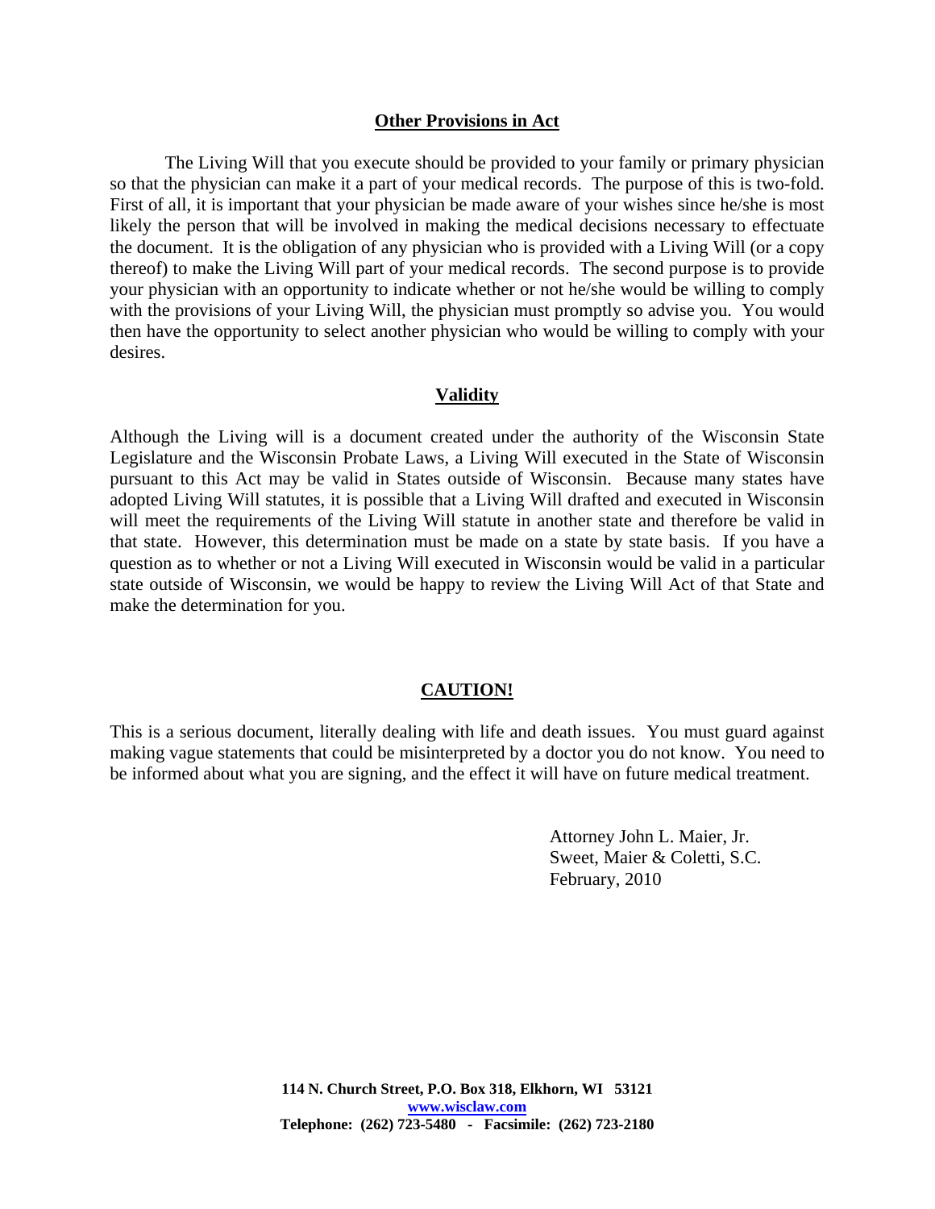## Other Provisions in Act

The Living Will that you execute should be provided to your family or primary physician so that the physician can make it a part of your medical records. The purpose of this is two-fold. First of all, it is important that your physician be made aware of your wishes since he/she is most likely the person that will be involved in making the medical decisions necessary to effectuate the document. It is the obligation of any physician who is provided with a Living Will (or a copy thereof) to make the Living Will part of your medical records. The second purpose is to provide your physician with an opportunity to indicate whether or not he/she would be willing to comply with the provisions of your Living Will, the physician must promptly so advise you. You would then have the opportunity to select another physician who would be willing to comply with your desires.

## Validity

Although the Living will is a document created under the authority of the Wisconsin State Legislature and the Wisconsin Probate Laws, a Living Will executed in the State of Wisconsin pursuant to this Act may be valid in States outside of Wisconsin. Because many states have adopted Living Will statutes, it is possible that a Living Will drafted and executed in Wisconsin will meet the requirements of the Living Will statute in another state and therefore be valid in that state. However, this determination must be made on a state by state basis. If you have a question as to whether or not a Living Will executed in Wisconsin would be valid in a particular state outside of Wisconsin, we would be happy to review the Living Will Act of that State and make the determination for you.

## CAUTION!

This is a serious document, literally dealing with life and death issues. You must guard against making vague statements that could be misinterpreted by a doctor you do not know. You need to be informed about what you are signing, and the effect it will have on future medical treatment.

Attorney John L. Maier, Jr.
Sweet, Maier & Coletti, S.C.
February, 2010

**114 N. Church Street, P.O. Box 318, Elkhorn, WI 53121**
**www.wisclaw.com**
**Telephone: (262) 723-5480 - Facsimile: (262) 723-2180**